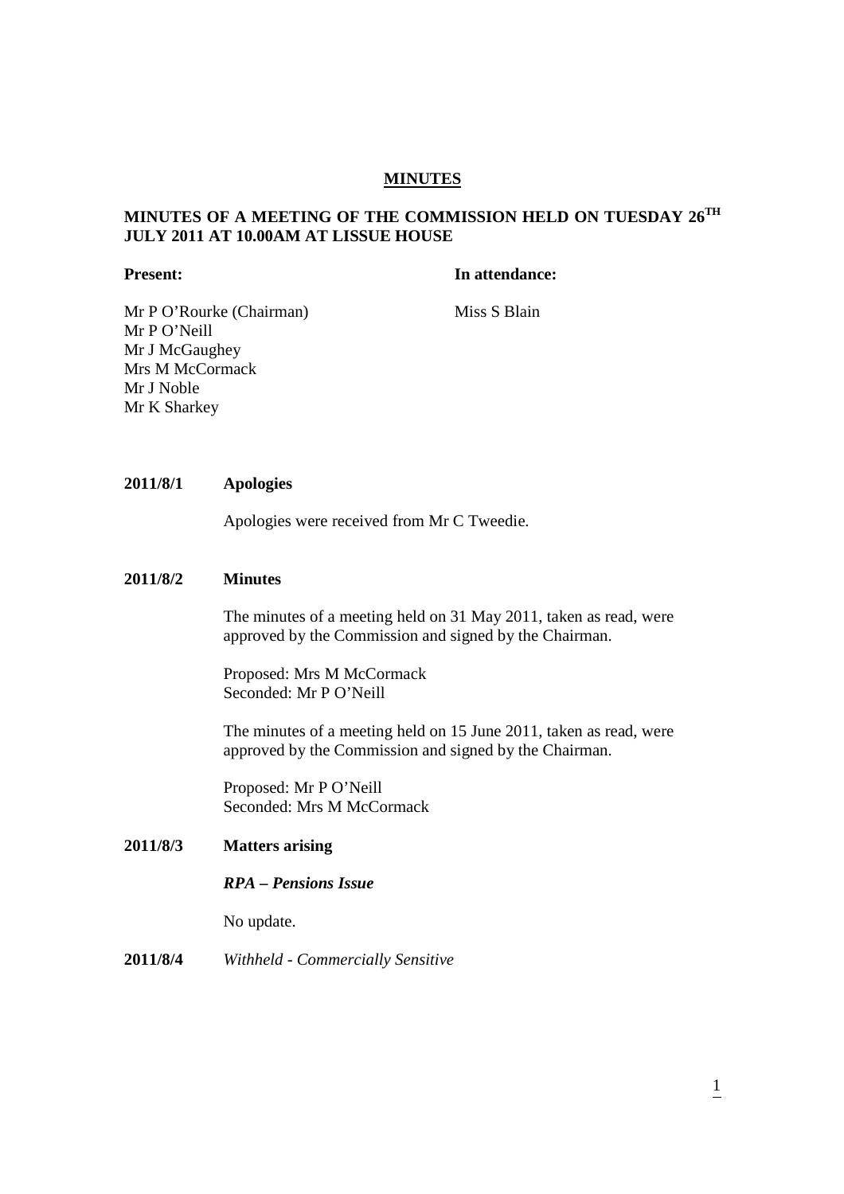# MINUTES

## MINUTES OF A MEETING OF THE COMMISSION HELD ON TUESDAY 26TH JULY 2011 AT 10.00AM AT LISSUE HOUSE

| **Present:** | **In attendance:** |
|---|---|
| Mr P O'Rourke (Chairman) | Miss S Blain |
| Mr P O'Neill | |
| Mr J McGaughey | |
| Mrs M McCormack | |
| Mr J Noble | |
| Mr K Sharkey | |

**2011/8/1 Apologies**

Apologies were received from Mr C Tweedie.

**2011/8/2 Minutes**

The minutes of a meeting held on 31 May 2011, taken as read, were approved by the Commission and signed by the Chairman.

Proposed: Mrs M McCormack
Seconded: Mr P O'Neill

The minutes of a meeting held on 15 June 2011, taken as read, were approved by the Commission and signed by the Chairman.

Proposed: Mr P O'Neill
Seconded: Mrs M McCormack

**2011/8/3 Matters arising**

***RPA – Pensions Issue***

No update.

**2011/8/4** *Withheld - Commercially Sensitive*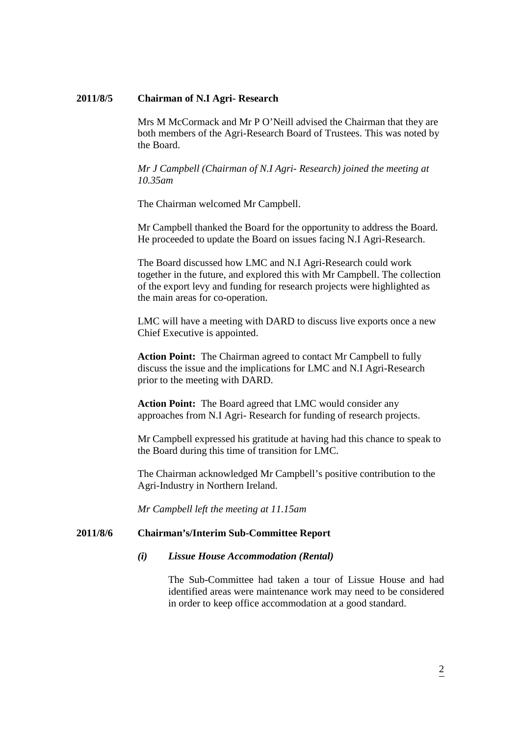**2011/8/5 Chairman of N.I Agri- Research**

Mrs M McCormack and Mr P O'Neill advised the Chairman that they are both members of the Agri-Research Board of Trustees. This was noted by the Board.

*Mr J Campbell (Chairman of N.I Agri- Research) joined the meeting at 10.35am*

The Chairman welcomed Mr Campbell.

Mr Campbell thanked the Board for the opportunity to address the Board. He proceeded to update the Board on issues facing N.I Agri-Research.

The Board discussed how LMC and N.I Agri-Research could work together in the future, and explored this with Mr Campbell. The collection of the export levy and funding for research projects were highlighted as the main areas for co-operation.

LMC will have a meeting with DARD to discuss live exports once a new Chief Executive is appointed.

**Action Point:** The Chairman agreed to contact Mr Campbell to fully discuss the issue and the implications for LMC and N.I Agri-Research prior to the meeting with DARD.

**Action Point:** The Board agreed that LMC would consider any approaches from N.I Agri- Research for funding of research projects.

Mr Campbell expressed his gratitude at having had this chance to speak to the Board during this time of transition for LMC.

The Chairman acknowledged Mr Campbell's positive contribution to the Agri-Industry in Northern Ireland.

*Mr Campbell left the meeting at 11.15am*

**2011/8/6 Chairman's/Interim Sub-Committee Report**

***(i) Lissue House Accommodation (Rental)***

The Sub-Committee had taken a tour of Lissue House and had identified areas were maintenance work may need to be considered in order to keep office accommodation at a good standard.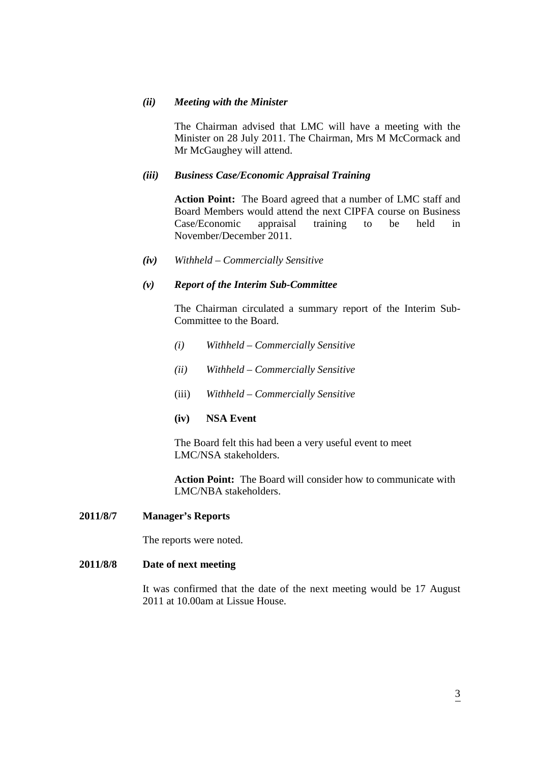*(ii)* ***Meeting with the Minister***

The Chairman advised that LMC will have a meeting with the Minister on 28 July 2011. The Chairman, Mrs M McCormack and Mr McGaughey will attend.

*(iii)* ***Business Case/Economic Appraisal Training***

**Action Point:** The Board agreed that a number of LMC staff and Board Members would attend the next CIPFA course on Business Case/Economic appraisal training to be held in November/December 2011.

*(iv)* *Withheld – Commercially Sensitive*

*(v)* ***Report of the Interim Sub-Committee***

The Chairman circulated a summary report of the Interim Sub-Committee to the Board.

- *(i)* *Withheld – Commercially Sensitive*
- *(ii)* *Withheld – Commercially Sensitive*
- (iii) *Withheld – Commercially Sensitive*
- **(iv) NSA Event**

The Board felt this had been a very useful event to meet LMC/NSA stakeholders.

**Action Point:** The Board will consider how to communicate with LMC/NBA stakeholders.

**2011/8/7 Manager's Reports**

The reports were noted.

**2011/8/8 Date of next meeting**

It was confirmed that the date of the next meeting would be 17 August 2011 at 10.00am at Lissue House.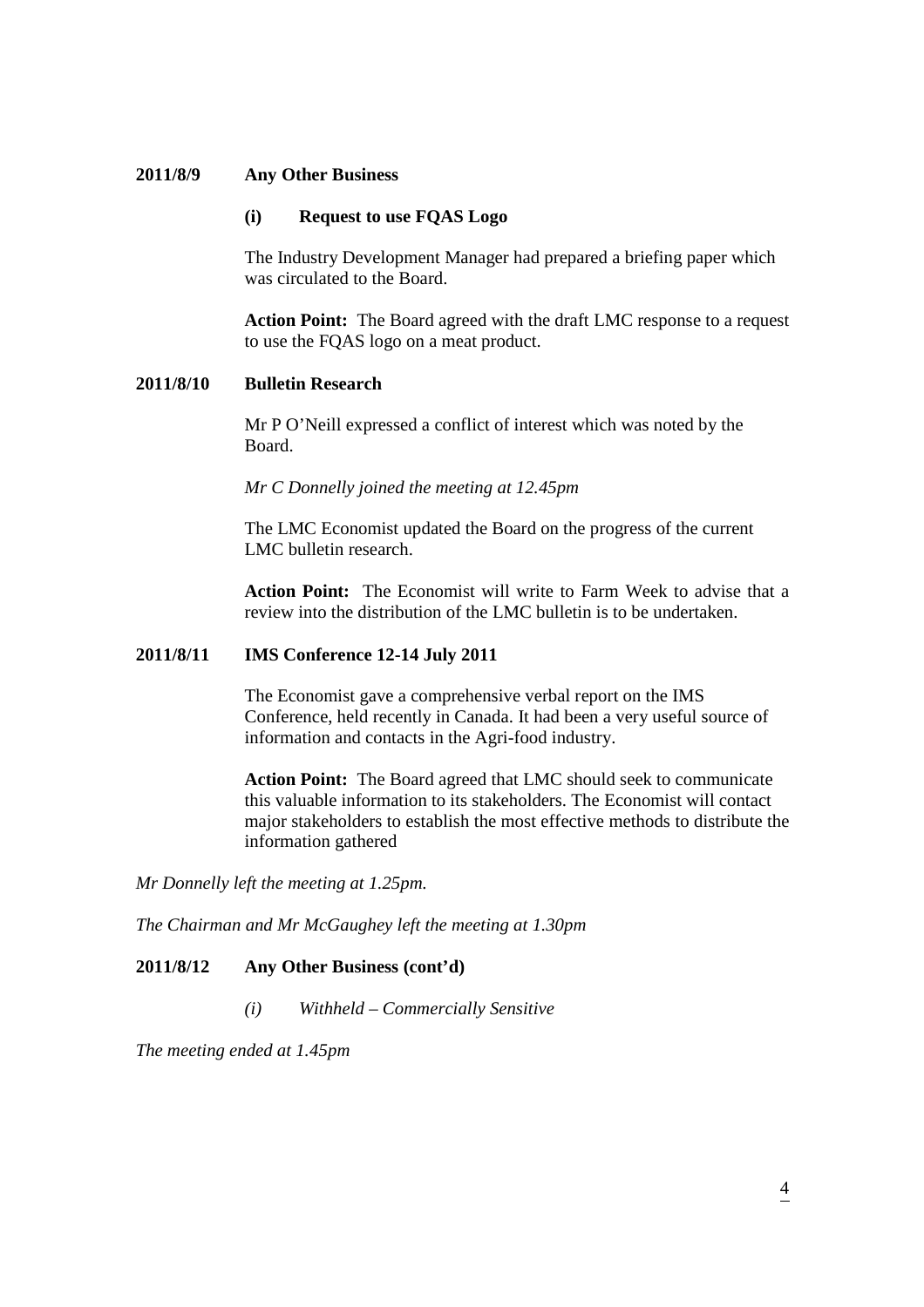**2011/8/9 Any Other Business**

**(i) Request to use FQAS Logo**

The Industry Development Manager had prepared a briefing paper which was circulated to the Board.

**Action Point:** The Board agreed with the draft LMC response to a request to use the FQAS logo on a meat product.

**2011/8/10 Bulletin Research**

Mr P O'Neill expressed a conflict of interest which was noted by the Board.

*Mr C Donnelly joined the meeting at 12.45pm*

The LMC Economist updated the Board on the progress of the current LMC bulletin research.

**Action Point:** The Economist will write to Farm Week to advise that a review into the distribution of the LMC bulletin is to be undertaken.

**2011/8/11 IMS Conference 12-14 July 2011**

The Economist gave a comprehensive verbal report on the IMS Conference, held recently in Canada. It had been a very useful source of information and contacts in the Agri-food industry.

**Action Point:** The Board agreed that LMC should seek to communicate this valuable information to its stakeholders. The Economist will contact major stakeholders to establish the most effective methods to distribute the information gathered

*Mr Donnelly left the meeting at 1.25pm.*

*The Chairman and Mr McGaughey left the meeting at 1.30pm*

**2011/8/12 Any Other Business (cont'd)**

*(i) Withheld – Commercially Sensitive*

*The meeting ended at 1.45pm*